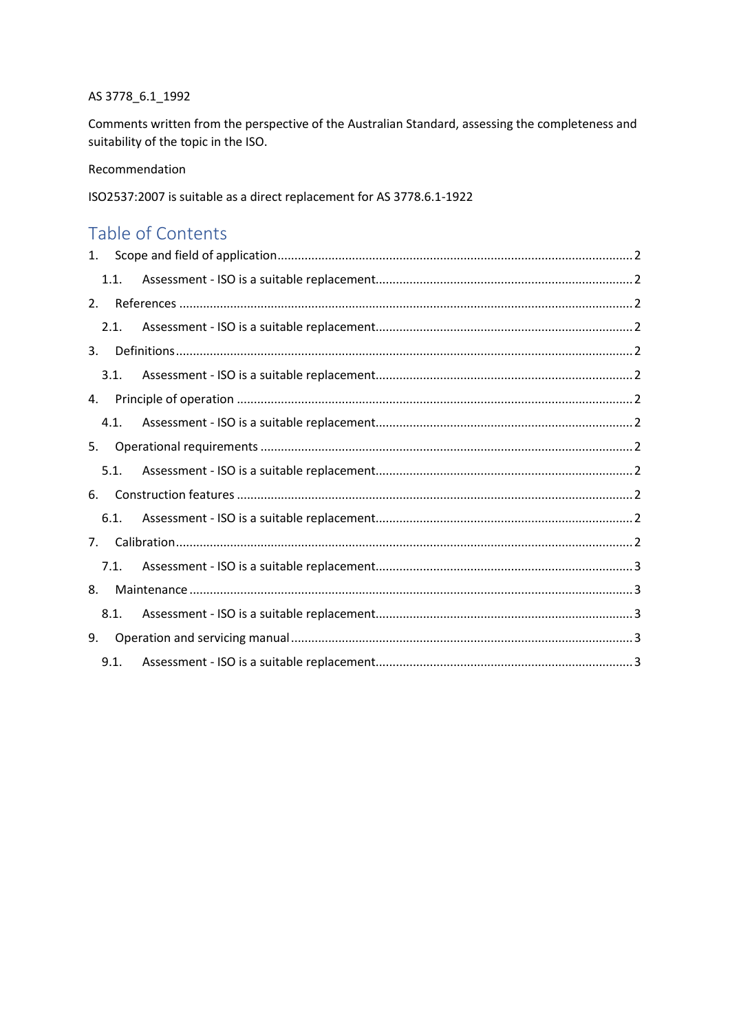AS 3778_6.1_1992

Comments written from the perspective of the Australian Standard, assessing the completeness and suitability of the topic in the ISO.

Recommendation

ISO2537:2007 is suitable as a direct replacement for AS 3778.6.1-1922

## Table of Contents

1. Scope and field of application ........ 2
   1.1. Assessment - ISO is a suitable replacement ........ 2
2. References ........ 2
   2.1. Assessment - ISO is a suitable replacement ........ 2
3. Definitions ........ 2
   3.1. Assessment - ISO is a suitable replacement ........ 2
4. Principle of operation ........ 2
   4.1. Assessment - ISO is a suitable replacement ........ 2
5. Operational requirements ........ 2
   5.1. Assessment - ISO is a suitable replacement ........ 2
6. Construction features ........ 2
   6.1. Assessment - ISO is a suitable replacement ........ 2
7. Calibration ........ 2
   7.1. Assessment - ISO is a suitable replacement ........ 3
8. Maintenance ........ 3
   8.1. Assessment - ISO is a suitable replacement ........ 3
9. Operation and servicing manual ........ 3
   9.1. Assessment - ISO is a suitable replacement ........ 3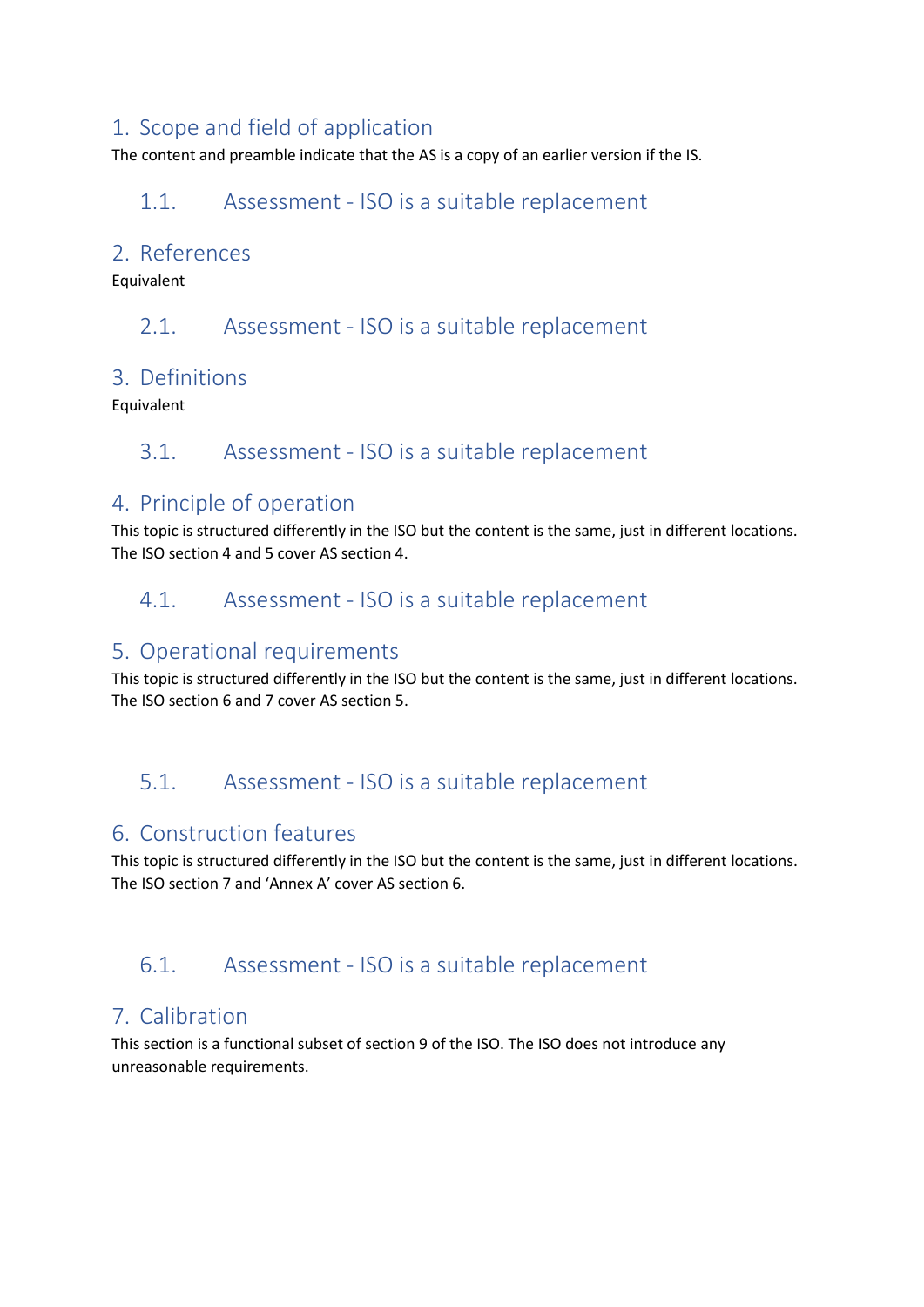# 1. Scope and field of application

The content and preamble indicate that the AS is a copy of an earlier version if the IS.

## 1.1. Assessment - ISO is a suitable replacement

# 2. References

Equivalent

## 2.1. Assessment - ISO is a suitable replacement

# 3. Definitions

Equivalent

## 3.1. Assessment - ISO is a suitable replacement

# 4. Principle of operation

This topic is structured differently in the ISO but the content is the same, just in different locations. The ISO section 4 and 5 cover AS section 4.

## 4.1. Assessment - ISO is a suitable replacement

# 5. Operational requirements

This topic is structured differently in the ISO but the content is the same, just in different locations. The ISO section 6 and 7 cover AS section 5.

## 5.1. Assessment - ISO is a suitable replacement

# 6. Construction features

This topic is structured differently in the ISO but the content is the same, just in different locations. The ISO section 7 and 'Annex A' cover AS section 6.

## 6.1. Assessment - ISO is a suitable replacement

# 7. Calibration

This section is a functional subset of section 9 of the ISO. The ISO does not introduce any unreasonable requirements.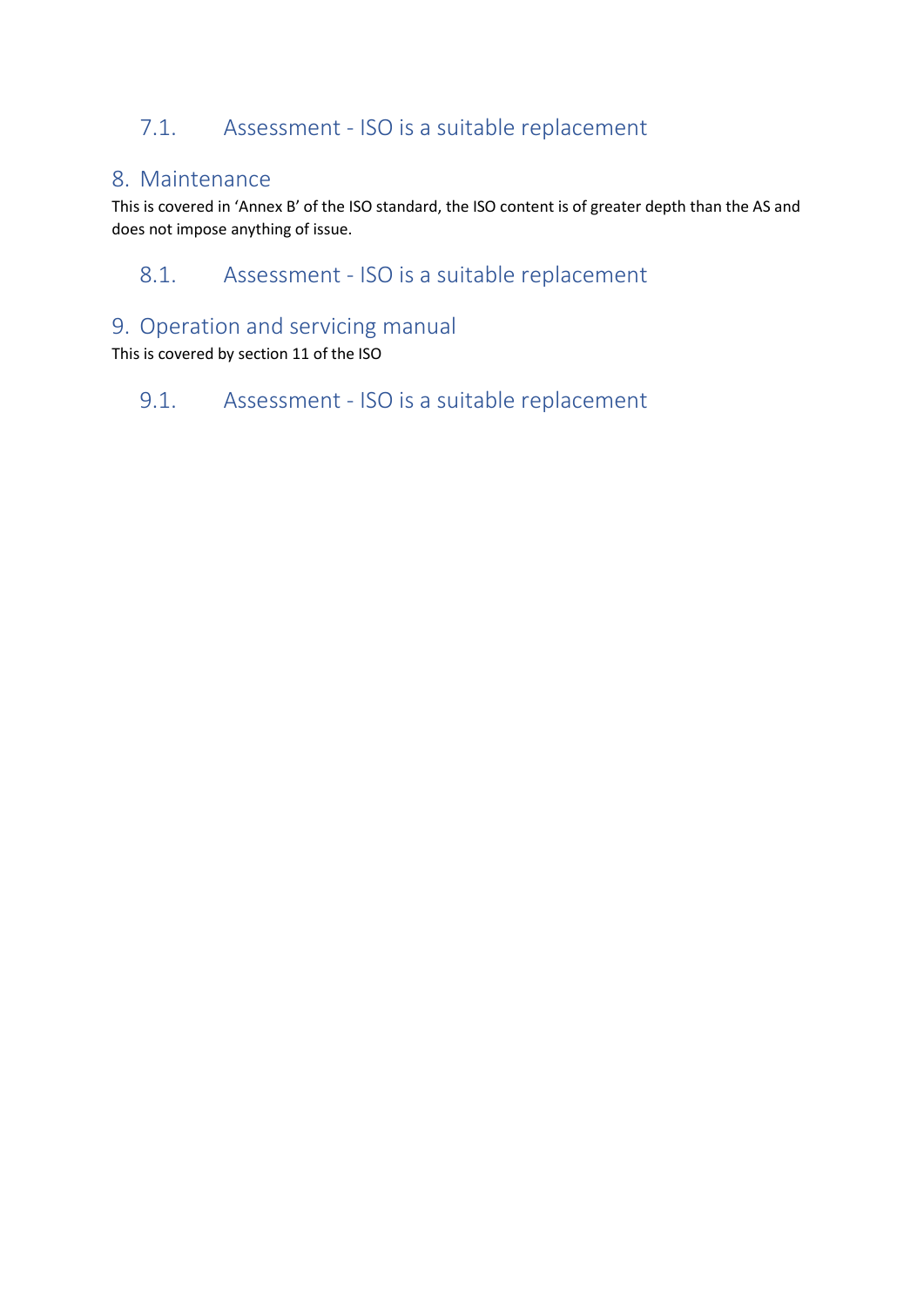### 7.1. Assessment - ISO is a suitable replacement

## 8. Maintenance

This is covered in 'Annex B' of the ISO standard, the ISO content is of greater depth than the AS and does not impose anything of issue.

### 8.1. Assessment - ISO is a suitable replacement

## 9. Operation and servicing manual

This is covered by section 11 of the ISO

### 9.1. Assessment - ISO is a suitable replacement